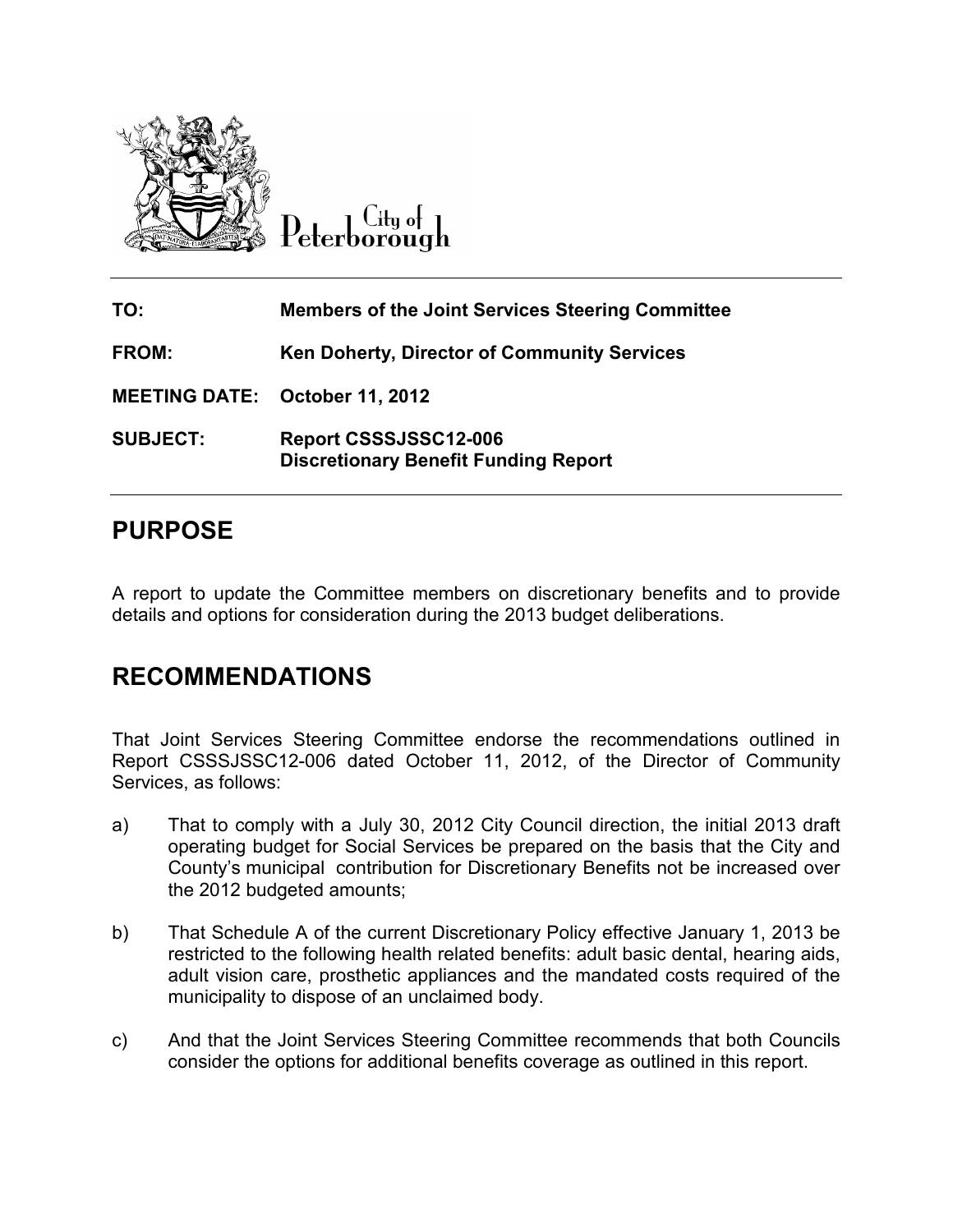City of Peterborough

| | |
|---|---|
| **TO:** | **Members of the Joint Services Steering Committee** |
| **FROM:** | **Ken Doherty, Director of Community Services** |
| **MEETING DATE:** | **October 11, 2012** |
| **SUBJECT:** | **Report CSSSJSSC12-006**<br>**Discretionary Benefit Funding Report** |

## PURPOSE

A report to update the Committee members on discretionary benefits and to provide details and options for consideration during the 2013 budget deliberations.

## RECOMMENDATIONS

That Joint Services Steering Committee endorse the recommendations outlined in Report CSSSJSSC12-006 dated October 11, 2012, of the Director of Community Services, as follows:

a) That to comply with a July 30, 2012 City Council direction, the initial 2013 draft operating budget for Social Services be prepared on the basis that the City and County's municipal contribution for Discretionary Benefits not be increased over the 2012 budgeted amounts;

b) That Schedule A of the current Discretionary Policy effective January 1, 2013 be restricted to the following health related benefits: adult basic dental, hearing aids, adult vision care, prosthetic appliances and the mandated costs required of the municipality to dispose of an unclaimed body.

c) And that the Joint Services Steering Committee recommends that both Councils consider the options for additional benefits coverage as outlined in this report.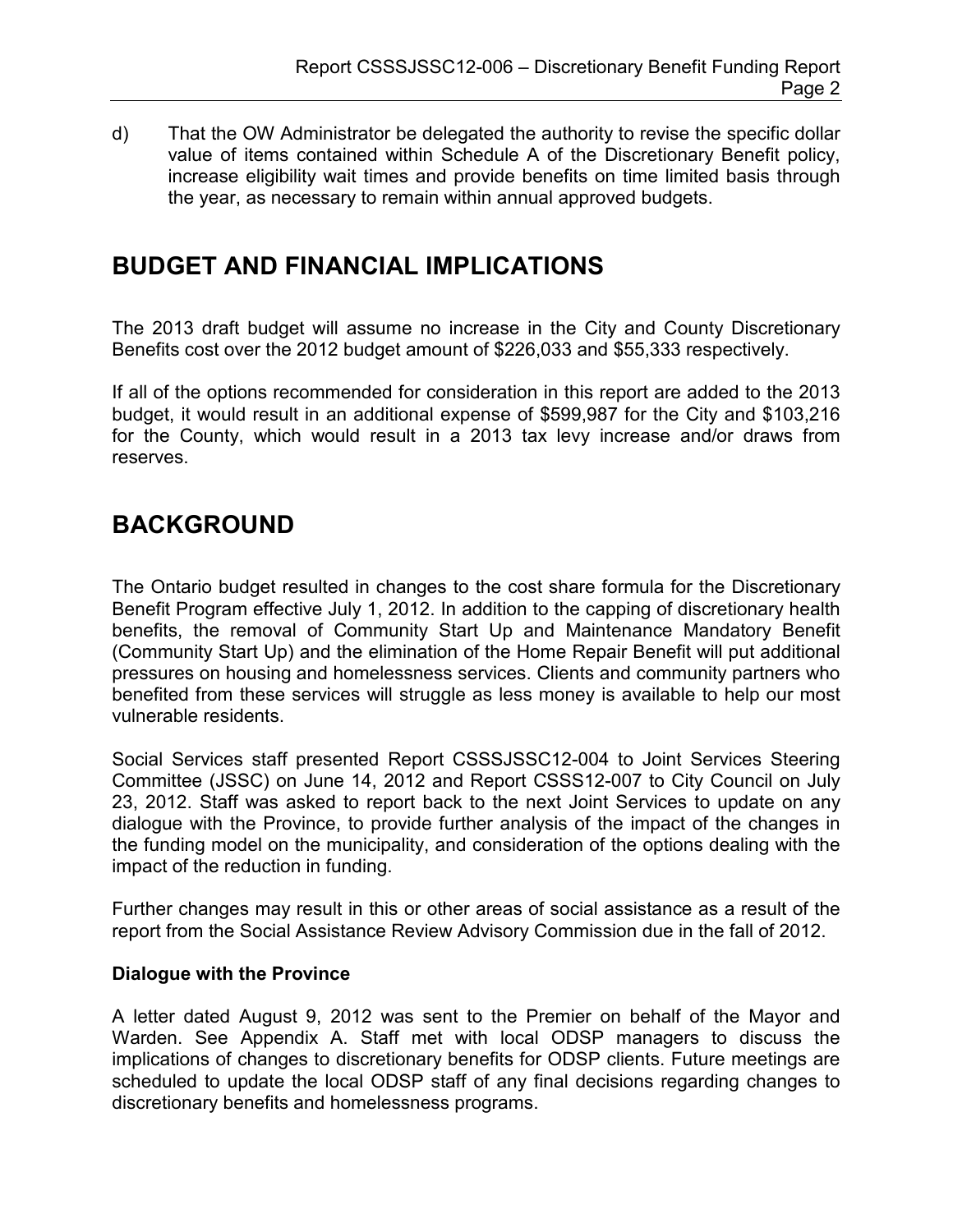d) That the OW Administrator be delegated the authority to revise the specific dollar value of items contained within Schedule A of the Discretionary Benefit policy, increase eligibility wait times and provide benefits on time limited basis through the year, as necessary to remain within annual approved budgets.

# BUDGET AND FINANCIAL IMPLICATIONS

The 2013 draft budget will assume no increase in the City and County Discretionary Benefits cost over the 2012 budget amount of $226,033 and $55,333 respectively.

If all of the options recommended for consideration in this report are added to the 2013 budget, it would result in an additional expense of $599,987 for the City and $103,216 for the County, which would result in a 2013 tax levy increase and/or draws from reserves.

# BACKGROUND

The Ontario budget resulted in changes to the cost share formula for the Discretionary Benefit Program effective July 1, 2012. In addition to the capping of discretionary health benefits, the removal of Community Start Up and Maintenance Mandatory Benefit (Community Start Up) and the elimination of the Home Repair Benefit will put additional pressures on housing and homelessness services. Clients and community partners who benefited from these services will struggle as less money is available to help our most vulnerable residents.

Social Services staff presented Report CSSSJSSC12-004 to Joint Services Steering Committee (JSSC) on June 14, 2012 and Report CSSS12-007 to City Council on July 23, 2012. Staff was asked to report back to the next Joint Services to update on any dialogue with the Province, to provide further analysis of the impact of the changes in the funding model on the municipality, and consideration of the options dealing with the impact of the reduction in funding.

Further changes may result in this or other areas of social assistance as a result of the report from the Social Assistance Review Advisory Commission due in the fall of 2012.

**Dialogue with the Province**

A letter dated August 9, 2012 was sent to the Premier on behalf of the Mayor and Warden. See Appendix A. Staff met with local ODSP managers to discuss the implications of changes to discretionary benefits for ODSP clients. Future meetings are scheduled to update the local ODSP staff of any final decisions regarding changes to discretionary benefits and homelessness programs.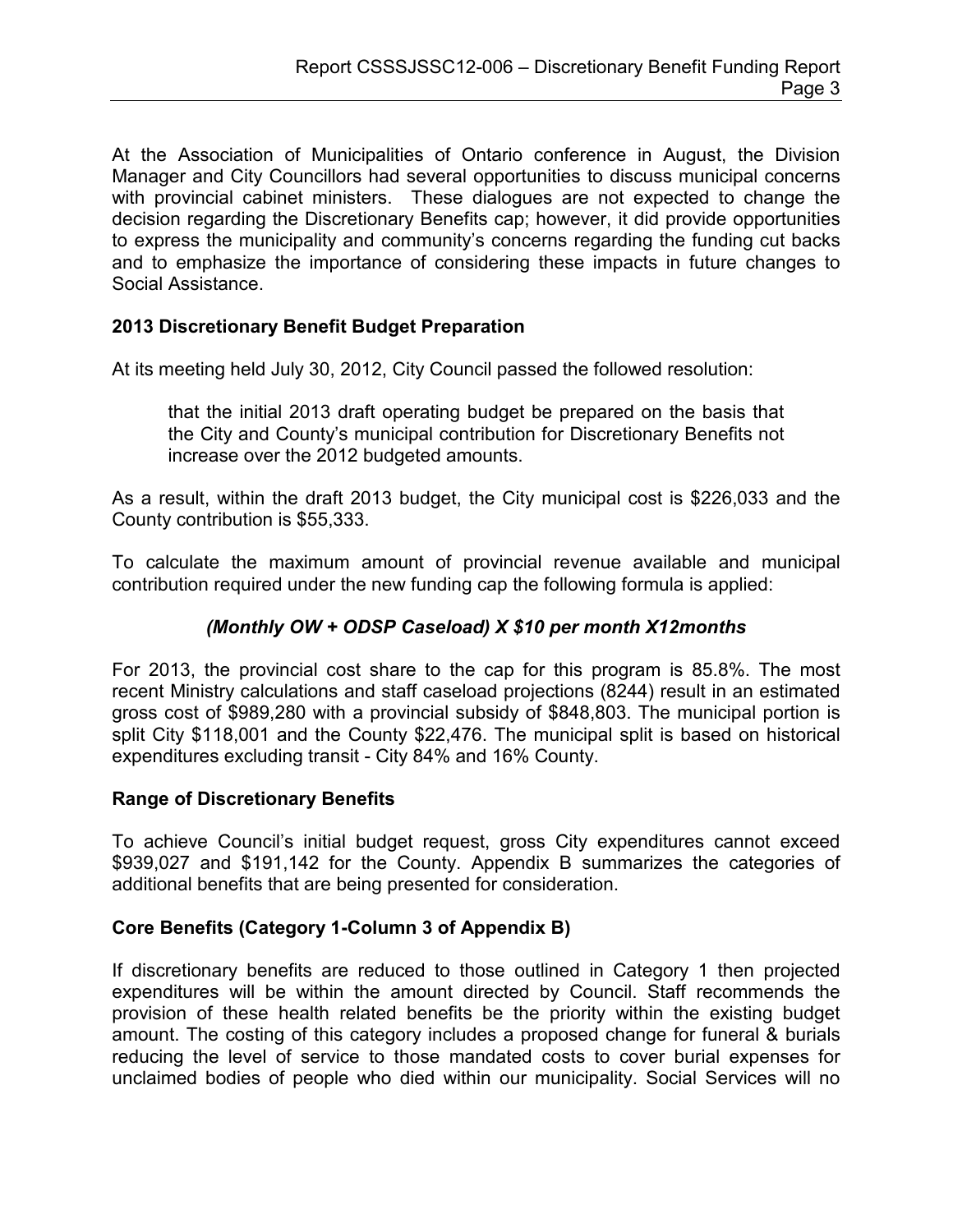At the Association of Municipalities of Ontario conference in August, the Division Manager and City Councillors had several opportunities to discuss municipal concerns with provincial cabinet ministers. These dialogues are not expected to change the decision regarding the Discretionary Benefits cap; however, it did provide opportunities to express the municipality and community's concerns regarding the funding cut backs and to emphasize the importance of considering these impacts in future changes to Social Assistance.

### 2013 Discretionary Benefit Budget Preparation

At its meeting held July 30, 2012, City Council passed the followed resolution:

> that the initial 2013 draft operating budget be prepared on the basis that the City and County's municipal contribution for Discretionary Benefits not increase over the 2012 budgeted amounts.

As a result, within the draft 2013 budget, the City municipal cost is $226,033 and the County contribution is $55,333.

To calculate the maximum amount of provincial revenue available and municipal contribution required under the new funding cap the following formula is applied:

***(Monthly OW + ODSP Caseload) X $10 per month X12months***

For 2013, the provincial cost share to the cap for this program is 85.8%. The most recent Ministry calculations and staff caseload projections (8244) result in an estimated gross cost of $989,280 with a provincial subsidy of $848,803. The municipal portion is split City $118,001 and the County $22,476. The municipal split is based on historical expenditures excluding transit - City 84% and 16% County.

### Range of Discretionary Benefits

To achieve Council's initial budget request, gross City expenditures cannot exceed $939,027 and $191,142 for the County. Appendix B summarizes the categories of additional benefits that are being presented for consideration.

### Core Benefits (Category 1-Column 3 of Appendix B)

If discretionary benefits are reduced to those outlined in Category 1 then projected expenditures will be within the amount directed by Council. Staff recommends the provision of these health related benefits be the priority within the existing budget amount. The costing of this category includes a proposed change for funeral & burials reducing the level of service to those mandated costs to cover burial expenses for unclaimed bodies of people who died within our municipality. Social Services will no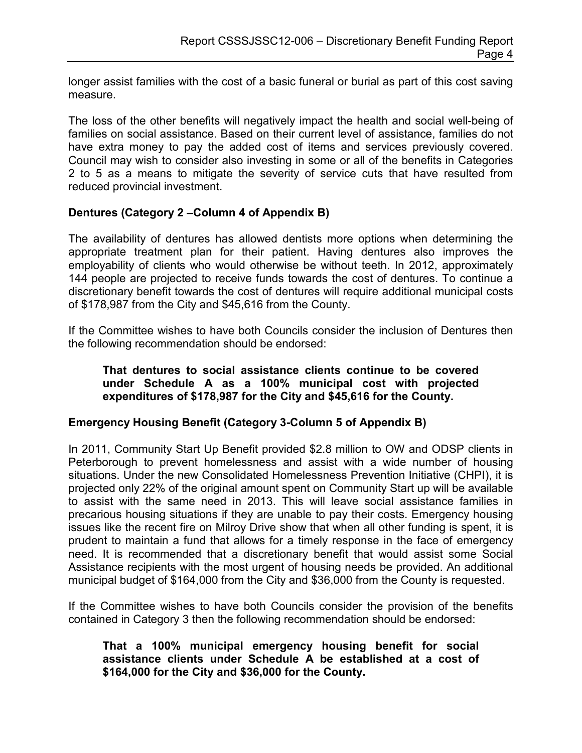longer assist families with the cost of a basic funeral or burial as part of this cost saving measure.

The loss of the other benefits will negatively impact the health and social well-being of families on social assistance. Based on their current level of assistance, families do not have extra money to pay the added cost of items and services previously covered. Council may wish to consider also investing in some or all of the benefits in Categories 2 to 5 as a means to mitigate the severity of service cuts that have resulted from reduced provincial investment.

**Dentures (Category 2 –Column 4 of Appendix B)**

The availability of dentures has allowed dentists more options when determining the appropriate treatment plan for their patient. Having dentures also improves the employability of clients who would otherwise be without teeth. In 2012, approximately 144 people are projected to receive funds towards the cost of dentures. To continue a discretionary benefit towards the cost of dentures will require additional municipal costs of $178,987 from the City and $45,616 from the County.

If the Committee wishes to have both Councils consider the inclusion of Dentures then the following recommendation should be endorsed:

> **That dentures to social assistance clients continue to be covered under Schedule A as a 100% municipal cost with projected expenditures of $178,987 for the City and $45,616 for the County.**

**Emergency Housing Benefit (Category 3-Column 5 of Appendix B)**

In 2011, Community Start Up Benefit provided $2.8 million to OW and ODSP clients in Peterborough to prevent homelessness and assist with a wide number of housing situations. Under the new Consolidated Homelessness Prevention Initiative (CHPI), it is projected only 22% of the original amount spent on Community Start up will be available to assist with the same need in 2013. This will leave social assistance families in precarious housing situations if they are unable to pay their costs. Emergency housing issues like the recent fire on Milroy Drive show that when all other funding is spent, it is prudent to maintain a fund that allows for a timely response in the face of emergency need. It is recommended that a discretionary benefit that would assist some Social Assistance recipients with the most urgent of housing needs be provided. An additional municipal budget of $164,000 from the City and $36,000 from the County is requested.

If the Committee wishes to have both Councils consider the provision of the benefits contained in Category 3 then the following recommendation should be endorsed:

> **That a 100% municipal emergency housing benefit for social assistance clients under Schedule A be established at a cost of $164,000 for the City and $36,000 for the County.**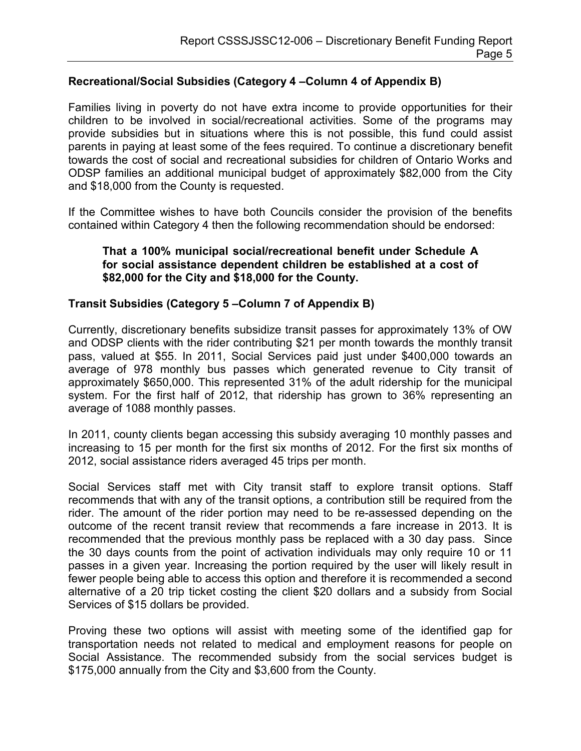**Recreational/Social Subsidies (Category 4 –Column 4 of Appendix B)**

Families living in poverty do not have extra income to provide opportunities for their children to be involved in social/recreational activities. Some of the programs may provide subsidies but in situations where this is not possible, this fund could assist parents in paying at least some of the fees required. To continue a discretionary benefit towards the cost of social and recreational subsidies for children of Ontario Works and ODSP families an additional municipal budget of approximately \$82,000 from the City and \$18,000 from the County is requested.

If the Committee wishes to have both Councils consider the provision of the benefits contained within Category 4 then the following recommendation should be endorsed:

> **That a 100% municipal social/recreational benefit under Schedule A for social assistance dependent children be established at a cost of \$82,000 for the City and \$18,000 for the County.**

**Transit Subsidies (Category 5 –Column 7 of Appendix B)**

Currently, discretionary benefits subsidize transit passes for approximately 13% of OW and ODSP clients with the rider contributing \$21 per month towards the monthly transit pass, valued at \$55. In 2011, Social Services paid just under \$400,000 towards an average of 978 monthly bus passes which generated revenue to City transit of approximately \$650,000. This represented 31% of the adult ridership for the municipal system. For the first half of 2012, that ridership has grown to 36% representing an average of 1088 monthly passes.

In 2011, county clients began accessing this subsidy averaging 10 monthly passes and increasing to 15 per month for the first six months of 2012. For the first six months of 2012, social assistance riders averaged 45 trips per month.

Social Services staff met with City transit staff to explore transit options. Staff recommends that with any of the transit options, a contribution still be required from the rider. The amount of the rider portion may need to be re-assessed depending on the outcome of the recent transit review that recommends a fare increase in 2013. It is recommended that the previous monthly pass be replaced with a 30 day pass. Since the 30 days counts from the point of activation individuals may only require 10 or 11 passes in a given year. Increasing the portion required by the user will likely result in fewer people being able to access this option and therefore it is recommended a second alternative of a 20 trip ticket costing the client \$20 dollars and a subsidy from Social Services of \$15 dollars be provided.

Proving these two options will assist with meeting some of the identified gap for transportation needs not related to medical and employment reasons for people on Social Assistance. The recommended subsidy from the social services budget is \$175,000 annually from the City and \$3,600 from the County.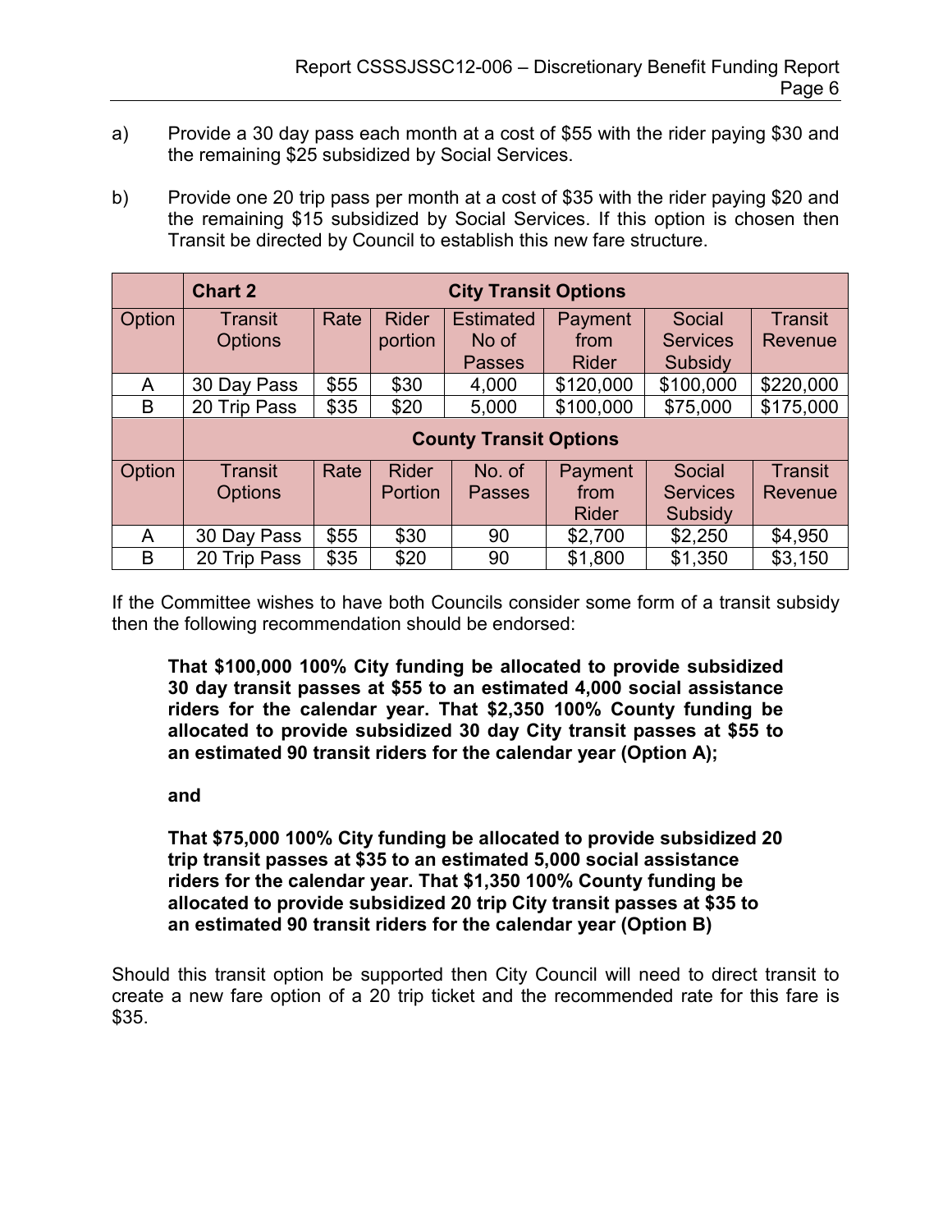a) Provide a 30 day pass each month at a cost of $55 with the rider paying $30 and the remaining $25 subsidized by Social Services.

b) Provide one 20 trip pass per month at a cost of $35 with the rider paying $20 and the remaining $15 subsidized by Social Services. If this option is chosen then Transit be directed by Council to establish this new fare structure.

| | **Chart 2** | | | **City Transit Options** | | | |
|---|---|---|---|---|---|---|---|
| Option | Transit Options | Rate | Rider portion | Estimated No of Passes | Payment from Rider | Social Services Subsidy | Transit Revenue |
| A | 30 Day Pass | $55 | $30 | 4,000 | $120,000 | $100,000 | $220,000 |
| B | 20 Trip Pass | $35 | $20 | 5,000 | $100,000 | $75,000 | $175,000 |
| | | | | **County Transit Options** | | | |
| Option | Transit Options | Rate | Rider Portion | No. of Passes | Payment from Rider | Social Services Subsidy | Transit Revenue |
| A | 30 Day Pass | $55 | $30 | 90 | $2,700 | $2,250 | $4,950 |
| B | 20 Trip Pass | $35 | $20 | 90 | $1,800 | $1,350 | $3,150 |

If the Committee wishes to have both Councils consider some form of a transit subsidy then the following recommendation should be endorsed:

**That $100,000 100% City funding be allocated to provide subsidized 30 day transit passes at $55 to an estimated 4,000 social assistance riders for the calendar year. That $2,350 100% County funding be allocated to provide subsidized 30 day City transit passes at $55 to an estimated 90 transit riders for the calendar year (Option A);**

**and**

**That $75,000 100% City funding be allocated to provide subsidized 20 trip transit passes at $35 to an estimated 5,000 social assistance riders for the calendar year. That $1,350 100% County funding be allocated to provide subsidized 20 trip City transit passes at $35 to an estimated 90 transit riders for the calendar year (Option B)**

Should this transit option be supported then City Council will need to direct transit to create a new fare option of a 20 trip ticket and the recommended rate for this fare is $35.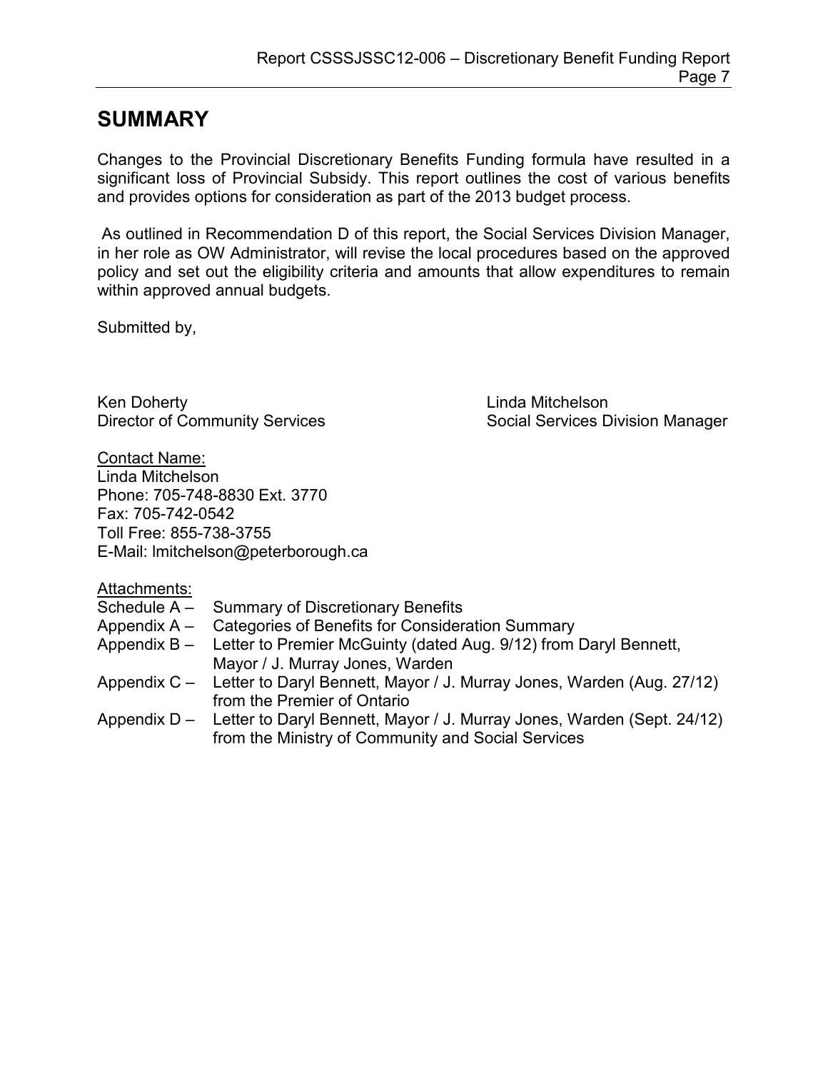## SUMMARY

Changes to the Provincial Discretionary Benefits Funding formula have resulted in a significant loss of Provincial Subsidy. This report outlines the cost of various benefits and provides options for consideration as part of the 2013 budget process.

As outlined in Recommendation D of this report, the Social Services Division Manager, in her role as OW Administrator, will revise the local procedures based on the approved policy and set out the eligibility criteria and amounts that allow expenditures to remain within approved annual budgets.

Submitted by,

Ken Doherty
Director of Community Services

Linda Mitchelson
Social Services Division Manager

Contact Name:
Linda Mitchelson
Phone: 705-748-8830 Ext. 3770
Fax: 705-742-0542
Toll Free: 855-738-3755
E-Mail: lmitchelson@peterborough.ca

Attachments:
- Schedule A – Summary of Discretionary Benefits
- Appendix A – Categories of Benefits for Consideration Summary
- Appendix B – Letter to Premier McGuinty (dated Aug. 9/12) from Daryl Bennett, Mayor / J. Murray Jones, Warden
- Appendix C – Letter to Daryl Bennett, Mayor / J. Murray Jones, Warden (Aug. 27/12) from the Premier of Ontario
- Appendix D – Letter to Daryl Bennett, Mayor / J. Murray Jones, Warden (Sept. 24/12) from the Ministry of Community and Social Services